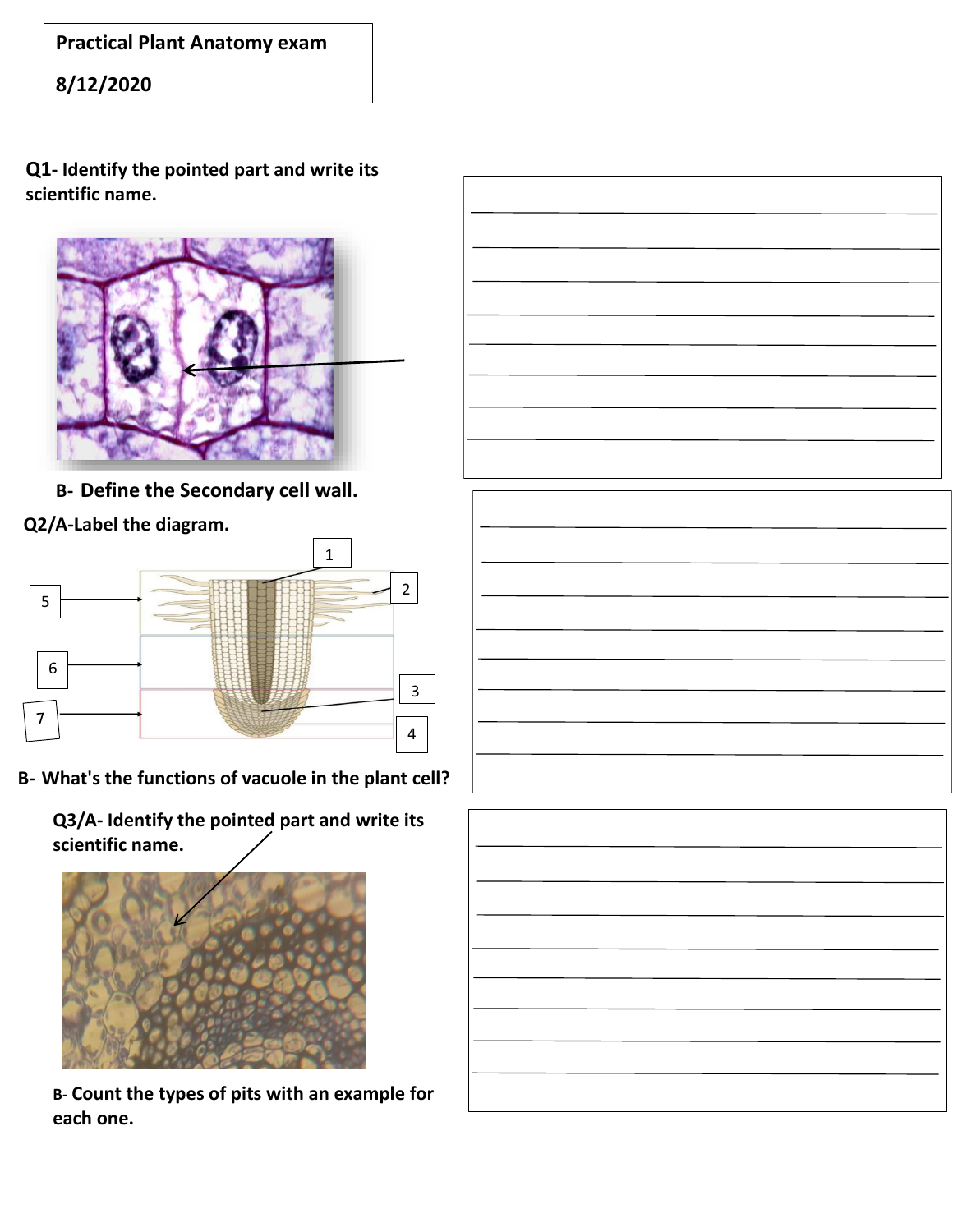Practical Plant Anatomy exam

8/12/2020

**Q1- Identify the pointed part and write its scientific name.**

**B- Define the Secondary cell wall.**

**Q2/A-Label the diagram.**

1

2

5

6

3

7

4

**B- What's the functions of vacuole in the plant cell?**

**Q3/A- Identify the pointed part and write its scientific name.**

**B- Count the types of pits with an example for each one.**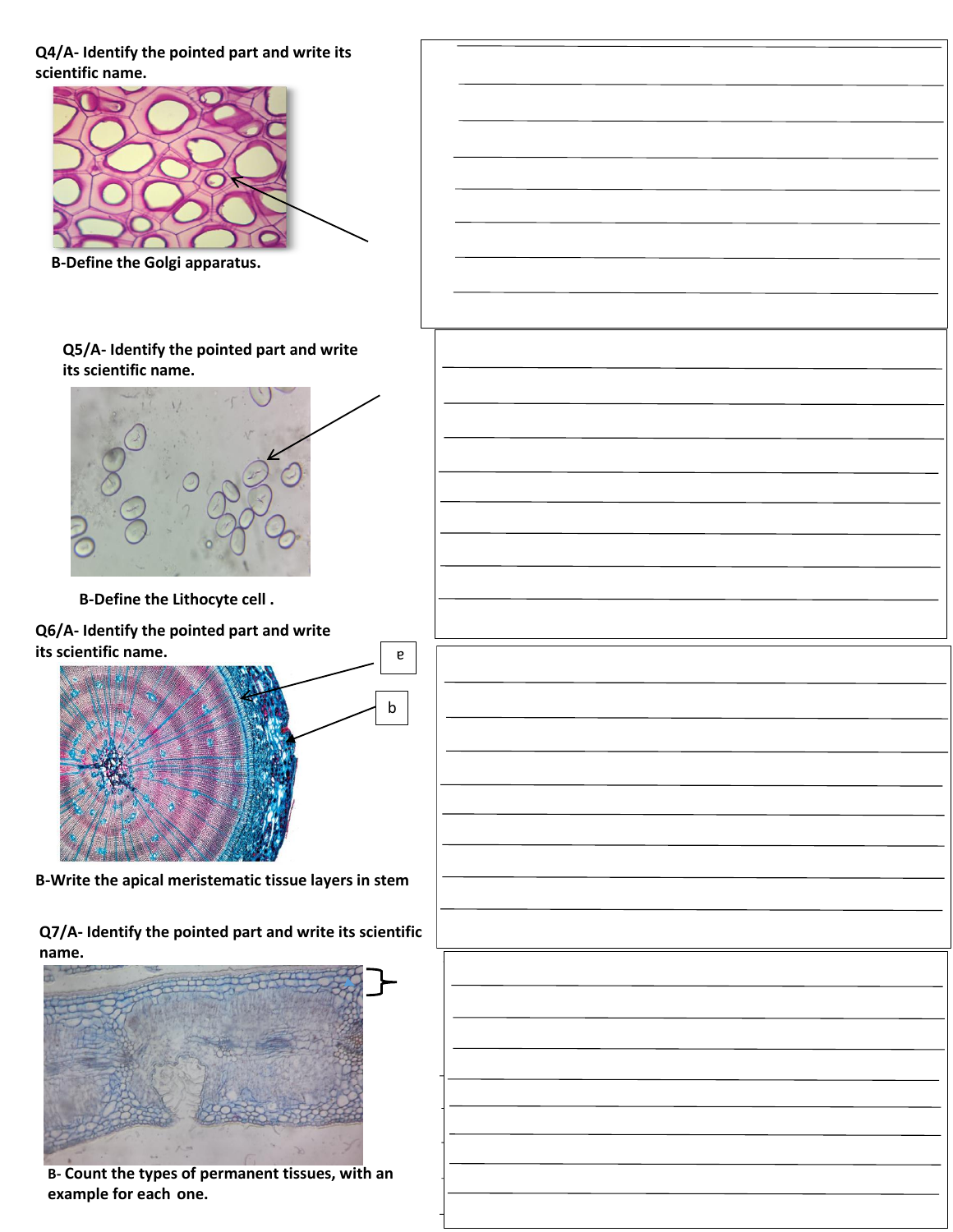**Q4/A- Identify the pointed part and write its scientific name.**

**B-Define the Golgi apparatus.**

**Q5/A- Identify the pointed part and write its scientific name.**

**B-Define the Lithocyte cell .**

**Q6/A- Identify the pointed part and write its scientific name.**

e

b

**B-Write the apical meristematic tissue layers in stem**

**Q7/A- Identify the pointed part and write its scientific name.**

**B- Count the types of permanent tissues, with an example for each one.**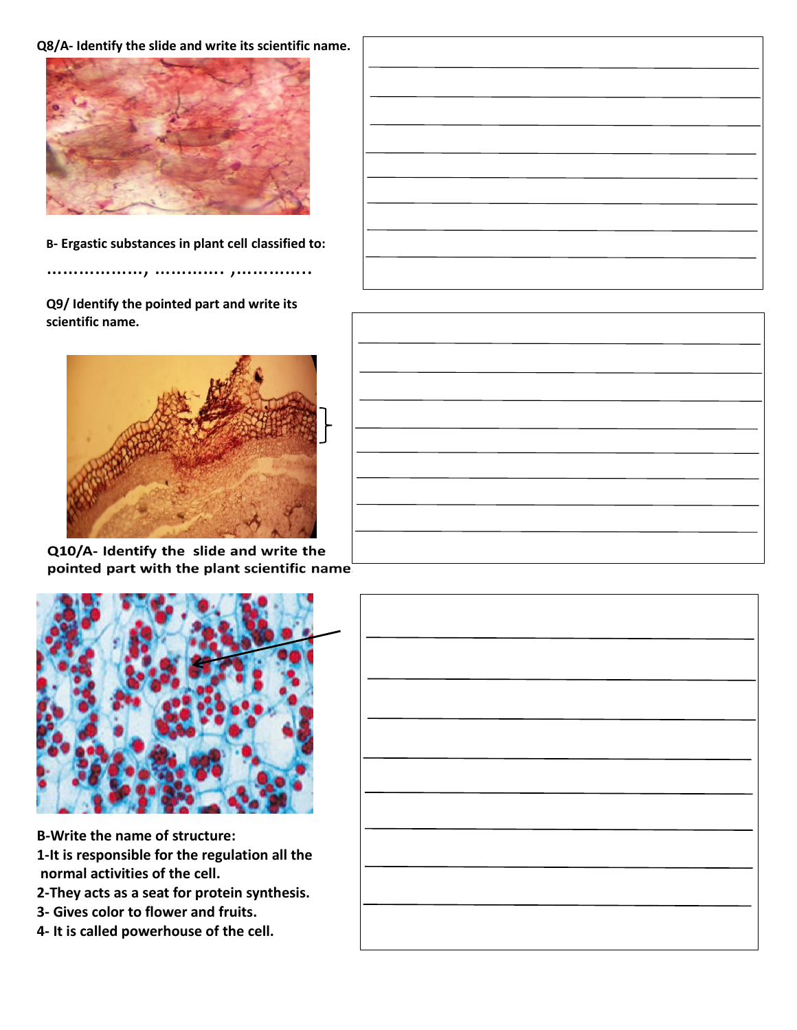**Q8/A- Identify the slide and write its scientific name.**

**B- Ergastic substances in plant cell classified to:**

………………, ………… ,…………..

**Q9/ Identify the pointed part and write its scientific name.**

**Q10/A- Identify the slide and write the pointed part with the plant scientific name**

**B-Write the name of structure:**

**1-It is responsible for the regulation all the normal activities of the cell.**

**2-They acts as a seat for protein synthesis.**

**3- Gives color to flower and fruits.**

**4- It is called powerhouse of the cell.**